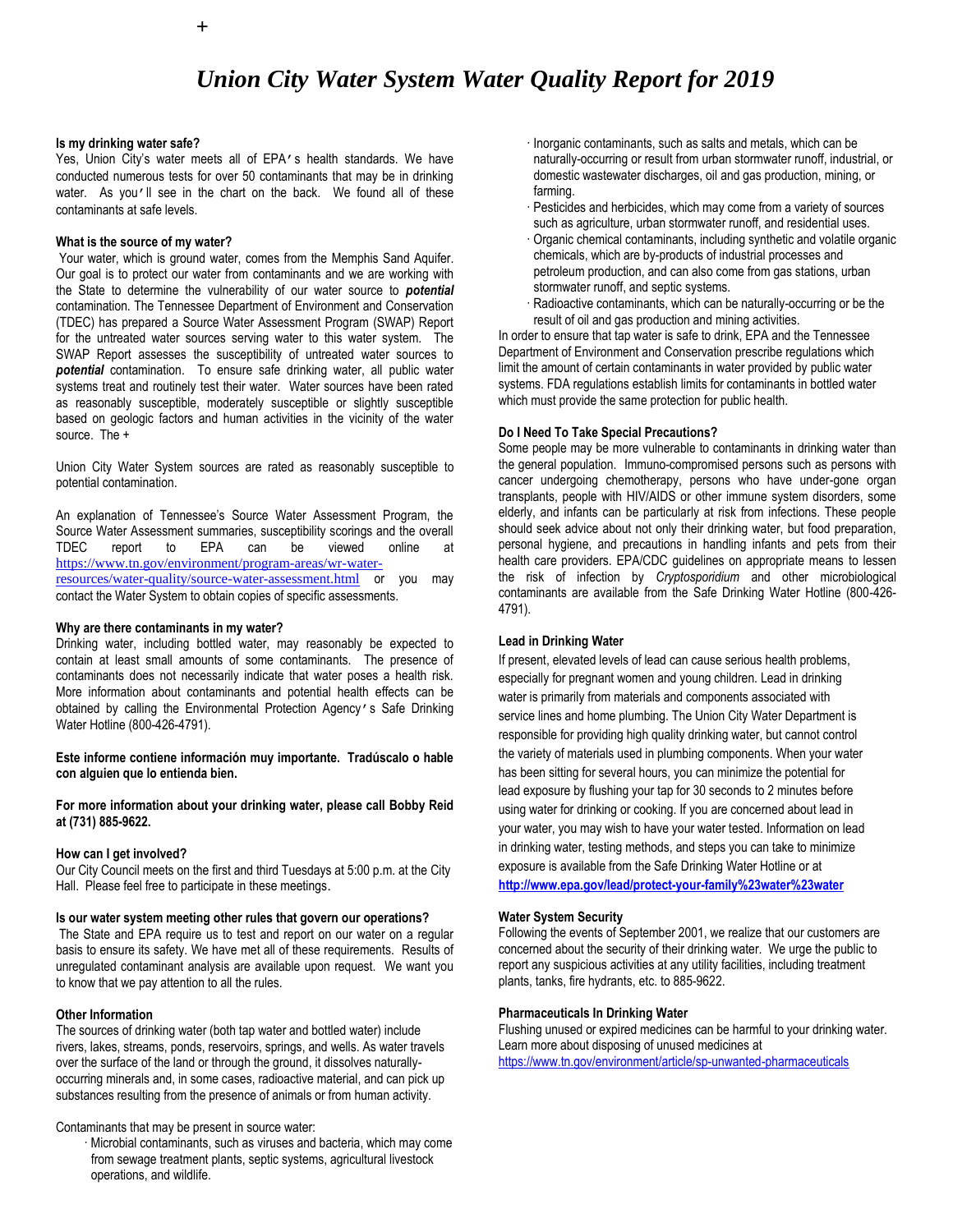+

# *Union City Water System Water Quality Report for 2019*

**Is my drinking water safe?**

Yes, Union City's water meets all of EPA's health standards. We have conducted numerous tests for over 50 contaminants that may be in drinking water. As you'll see in the chart on the back. We found all of these contaminants at safe levels.

**What is the source of my water?**

Your water, which is ground water, comes from the Memphis Sand Aquifer. Our goal is to protect our water from contaminants and we are working with the State to determine the vulnerability of our water source to ***potential*** contamination. The Tennessee Department of Environment and Conservation (TDEC) has prepared a Source Water Assessment Program (SWAP) Report for the untreated water sources serving water to this water system. The SWAP Report assesses the susceptibility of untreated water sources to ***potential*** contamination. To ensure safe drinking water, all public water systems treat and routinely test their water. Water sources have been rated as reasonably susceptible, moderately susceptible or slightly susceptible based on geologic factors and human activities in the vicinity of the water source. The +

Union City Water System sources are rated as reasonably susceptible to potential contamination.

An explanation of Tennessee's Source Water Assessment Program, the Source Water Assessment summaries, susceptibility scorings and the overall TDEC report to EPA can be viewed online at https://www.tn.gov/environment/program-areas/wr-water-resources/water-quality/source-water-assessment.html or you may contact the Water System to obtain copies of specific assessments.

**Why are there contaminants in my water?**

Drinking water, including bottled water, may reasonably be expected to contain at least small amounts of some contaminants. The presence of contaminants does not necessarily indicate that water poses a health risk. More information about contaminants and potential health effects can be obtained by calling the Environmental Protection Agency's Safe Drinking Water Hotline (800-426-4791).

**Este informe contiene información muy importante. Tradúscalo o hable con alguien que lo entienda bien.**

**For more information about your drinking water, please call Bobby Reid at (731) 885-9622.**

**How can I get involved?**

Our City Council meets on the first and third Tuesdays at 5:00 p.m. at the City Hall. Please feel free to participate in these meetings.

**Is our water system meeting other rules that govern our operations?**

The State and EPA require us to test and report on our water on a regular basis to ensure its safety. We have met all of these requirements. Results of unregulated contaminant analysis are available upon request. We want you to know that we pay attention to all the rules.

**Other Information**

The sources of drinking water (both tap water and bottled water) include rivers, lakes, streams, ponds, reservoirs, springs, and wells. As water travels over the surface of the land or through the ground, it dissolves naturally-occurring minerals and, in some cases, radioactive material, and can pick up substances resulting from the presence of animals or from human activity.

Contaminants that may be present in source water:

- Microbial contaminants, such as viruses and bacteria, which may come from sewage treatment plants, septic systems, agricultural livestock operations, and wildlife.
- Inorganic contaminants, such as salts and metals, which can be naturally-occurring or result from urban stormwater runoff, industrial, or domestic wastewater discharges, oil and gas production, mining, or farming.
- Pesticides and herbicides, which may come from a variety of sources such as agriculture, urban stormwater runoff, and residential uses.
- Organic chemical contaminants, including synthetic and volatile organic chemicals, which are by-products of industrial processes and petroleum production, and can also come from gas stations, urban stormwater runoff, and septic systems.
- Radioactive contaminants, which can be naturally-occurring or be the result of oil and gas production and mining activities.

In order to ensure that tap water is safe to drink, EPA and the Tennessee Department of Environment and Conservation prescribe regulations which limit the amount of certain contaminants in water provided by public water systems. FDA regulations establish limits for contaminants in bottled water which must provide the same protection for public health.

**Do I Need To Take Special Precautions?**

Some people may be more vulnerable to contaminants in drinking water than the general population. Immuno-compromised persons such as persons with cancer undergoing chemotherapy, persons who have under-gone organ transplants, people with HIV/AIDS or other immune system disorders, some elderly, and infants can be particularly at risk from infections. These people should seek advice about not only their drinking water, but food preparation, personal hygiene, and precautions in handling infants and pets from their health care providers. EPA/CDC guidelines on appropriate means to lessen the risk of infection by *Cryptosporidium* and other microbiological contaminants are available from the Safe Drinking Water Hotline (800-426-4791).

**Lead in Drinking Water**

If present, elevated levels of lead can cause serious health problems, especially for pregnant women and young children. Lead in drinking water is primarily from materials and components associated with service lines and home plumbing. The Union City Water Department is responsible for providing high quality drinking water, but cannot control the variety of materials used in plumbing components. When your water has been sitting for several hours, you can minimize the potential for lead exposure by flushing your tap for 30 seconds to 2 minutes before using water for drinking or cooking. If you are concerned about lead in your water, you may wish to have your water tested. Information on lead in drinking water, testing methods, and steps you can take to minimize exposure is available from the Safe Drinking Water Hotline or at **http://www.epa.gov/lead/protect-your-family%23water%23water**

**Water System Security**

Following the events of September 2001, we realize that our customers are concerned about the security of their drinking water. We urge the public to report any suspicious activities at any utility facilities, including treatment plants, tanks, fire hydrants, etc. to 885-9622.

**Pharmaceuticals In Drinking Water**

Flushing unused or expired medicines can be harmful to your drinking water. Learn more about disposing of unused medicines at https://www.tn.gov/environment/article/sp-unwanted-pharmaceuticals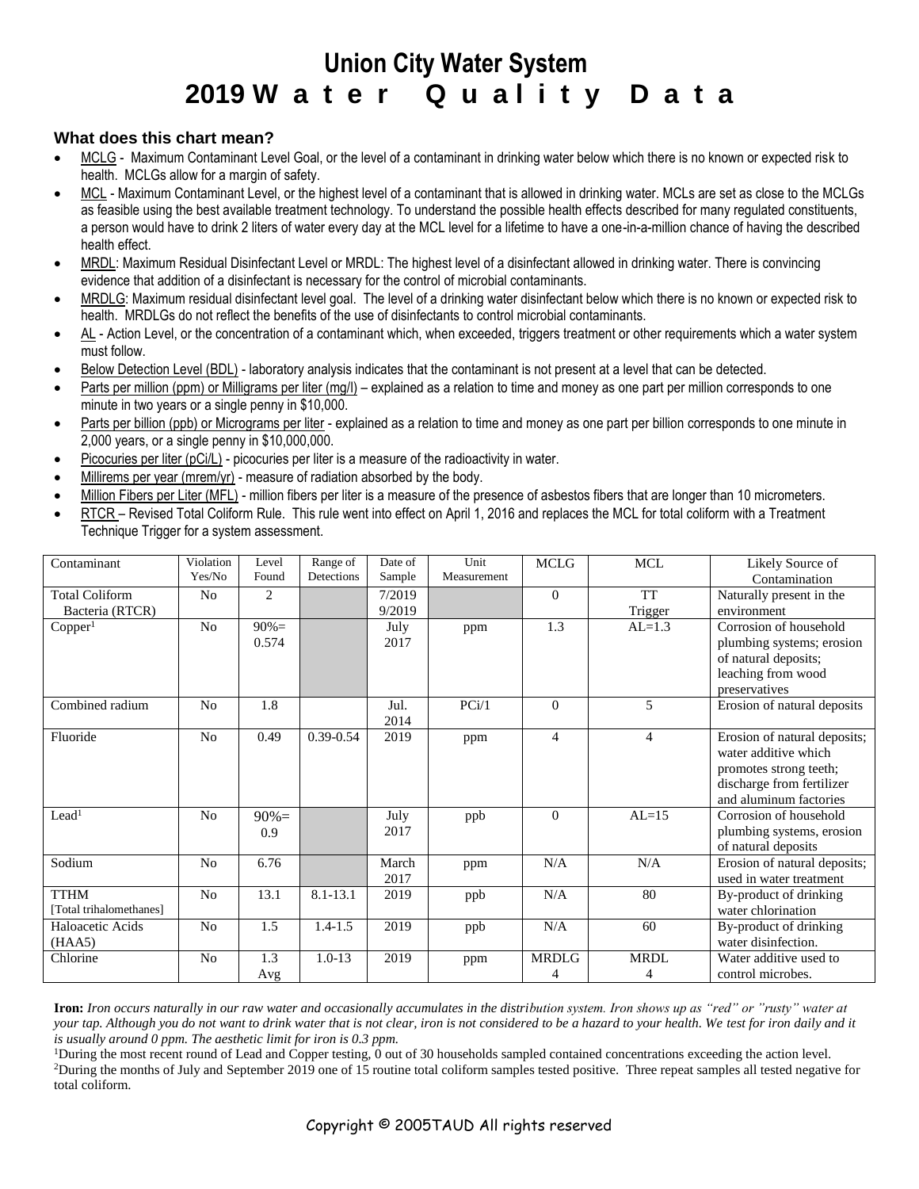# Union City Water System
# 2019 Water Quality Data

### What does this chart mean?

- MCLG - Maximum Contaminant Level Goal, or the level of a contaminant in drinking water below which there is no known or expected risk to health. MCLGs allow for a margin of safety.
- MCL - Maximum Contaminant Level, or the highest level of a contaminant that is allowed in drinking water. MCLs are set as close to the MCLGs as feasible using the best available treatment technology. To understand the possible health effects described for many regulated constituents, a person would have to drink 2 liters of water every day at the MCL level for a lifetime to have a one-in-a-million chance of having the described health effect.
- MRDL: Maximum Residual Disinfectant Level or MRDL: The highest level of a disinfectant allowed in drinking water. There is convincing evidence that addition of a disinfectant is necessary for the control of microbial contaminants.
- MRDLG: Maximum residual disinfectant level goal. The level of a drinking water disinfectant below which there is no known or expected risk to health. MRDLGs do not reflect the benefits of the use of disinfectants to control microbial contaminants.
- AL - Action Level, or the concentration of a contaminant which, when exceeded, triggers treatment or other requirements which a water system must follow.
- Below Detection Level (BDL) - laboratory analysis indicates that the contaminant is not present at a level that can be detected.
- Parts per million (ppm) or Milligrams per liter (mg/l) – explained as a relation to time and money as one part per million corresponds to one minute in two years or a single penny in $10,000.
- Parts per billion (ppb) or Micrograms per liter - explained as a relation to time and money as one part per billion corresponds to one minute in 2,000 years, or a single penny in $10,000,000.
- Picocuries per liter (pCi/L) - picocuries per liter is a measure of the radioactivity in water.
- Millirems per year (mrem/yr) - measure of radiation absorbed by the body.
- Million Fibers per Liter (MFL) - million fibers per liter is a measure of the presence of asbestos fibers that are longer than 10 micrometers.
- RTCR – Revised Total Coliform Rule. This rule went into effect on April 1, 2016 and replaces the MCL for total coliform with a Treatment Technique Trigger for a system assessment.

| Contaminant | Violation Yes/No | Level Found | Range of Detections | Date of Sample | Unit Measurement | MCLG | MCL | Likely Source of Contamination |
|---|---|---|---|---|---|---|---|---|
| Total Coliform Bacteria (RTCR) | No | 2 | | 7/2019 9/2019 | | 0 | TT Trigger | Naturally present in the environment |
| Copper[1] | No | 90%= 0.574 | | July 2017 | ppm | 1.3 | AL=1.3 | Corrosion of household plumbing systems; erosion of natural deposits; leaching from wood preservatives |
| Combined radium | No | 1.8 | | Jul. 2014 | PCi/1 | 0 | 5 | Erosion of natural deposits |
| Fluoride | No | 0.49 | 0.39-0.54 | 2019 | ppm | 4 | 4 | Erosion of natural deposits; water additive which promotes strong teeth; discharge from fertilizer and aluminum factories |
| Lead[1] | No | 90%= 0.9 | | July 2017 | ppb | 0 | AL=15 | Corrosion of household plumbing systems, erosion of natural deposits |
| Sodium | No | 6.76 | | March 2017 | ppm | N/A | N/A | Erosion of natural deposits; used in water treatment |
| TTHM [Total trihalomethanes] | No | 13.1 | 8.1-13.1 | 2019 | ppb | N/A | 80 | By-product of drinking water chlorination |
| Haloacetic Acids (HAA5) | No | 1.5 | 1.4-1.5 | 2019 | ppb | N/A | 60 | By-product of drinking water disinfection. |
| Chlorine | No | 1.3 Avg | 1.0-13 | 2019 | ppm | MRDLG 4 | MRDL 4 | Water additive used to control microbes. |

**Iron:** *Iron occurs naturally in our raw water and occasionally accumulates in the distribution system. Iron shows up as "red" or "rusty" water at your tap. Although you do not want to drink water that is not clear, iron is not considered to be a hazard to your health. We test for iron daily and it is usually around 0 ppm. The aesthetic limit for iron is 0.3 ppm.*

[1]During the most recent round of Lead and Copper testing, 0 out of 30 households sampled contained concentrations exceeding the action level.

[2]During the months of July and September 2019 one of 15 routine total coliform samples tested positive. Three repeat samples all tested negative for total coliform.

Copyright © 2005TAUD All rights reserved